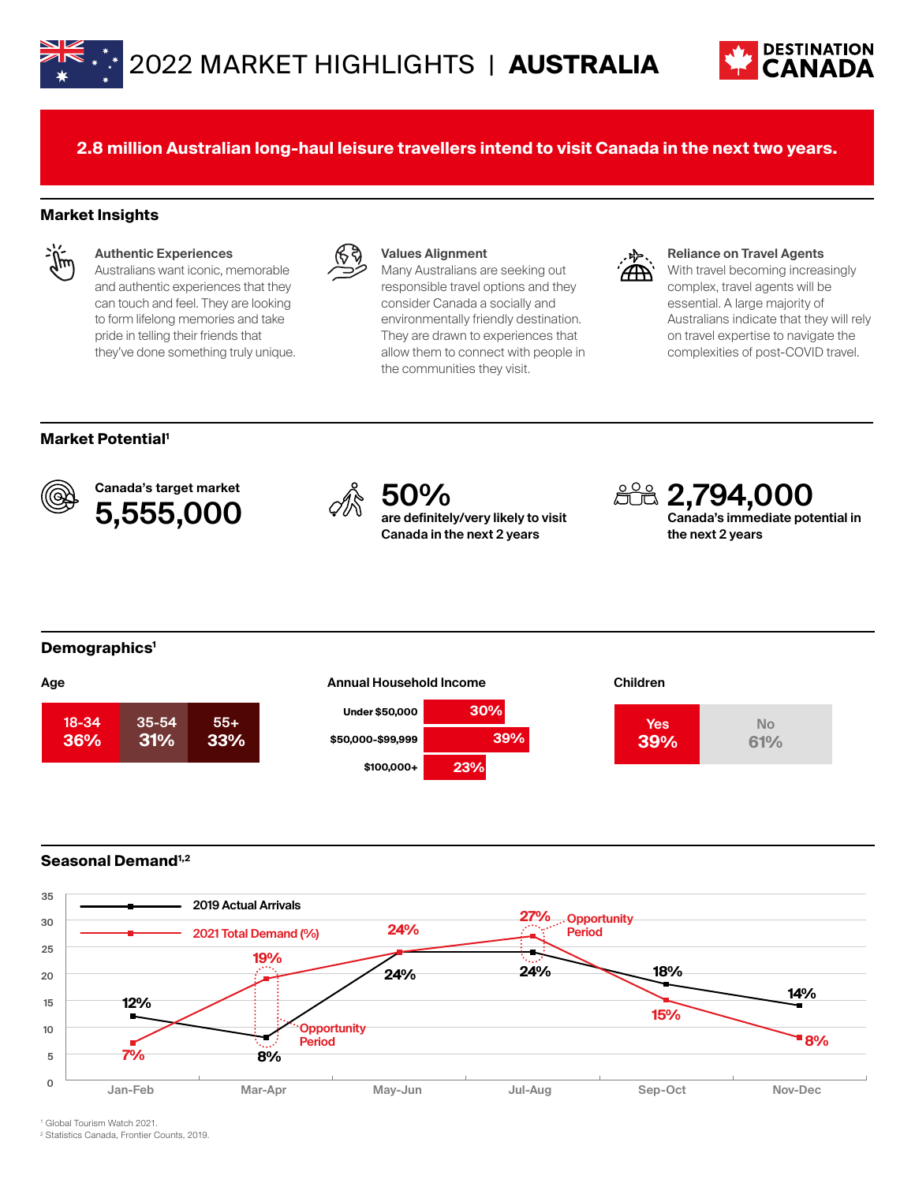# 2022 MARKET HIGHLIGHTS | AUSTRALIA

DESTINATION CANADA

**2.8 million Australian long-haul leisure travellers intend to visit Canada in the next two years.**

## Market Insights

**Authentic Experiences**
Australians want iconic, memorable and authentic experiences that they can touch and feel. They are looking to form lifelong memories and take pride in telling their friends that they've done something truly unique.

**Values Alignment**
Many Australians are seeking out responsible travel options and they consider Canada a socially and environmentally friendly destination. They are drawn to experiences that allow them to connect with people in the communities they visit.

**Reliance on Travel Agents**
With travel becoming increasingly complex, travel agents will be essential. A large majority of Australians indicate that they will rely on travel expertise to navigate the complexities of post-COVID travel.

## Market Potential[1]

**Canada's target market**
**5,555,000**

**50%**
**are definitely/very likely to visit Canada in the next 2 years**

**2,794,000**
**Canada's immediate potential in the next 2 years**

## Demographics[1]

**Age**

| 18-34 | 35-54 | 55+ |
|---|---|---|
| 36% | 31% | 33% |

**Annual Household Income**

| Income | % |
|---|---|
| Under $50,000 | 30% |
| $50,000-$99,999 | 39% |
| $100,000+ | 23% |

**Children**

| Yes | No |
|---|---|
| 39% | 61% |

## Seasonal Demand[1,2]

| | Jan-Feb | Mar-Apr | May-Jun | Jul-Aug | Sep-Oct | Nov-Dec |
|---|---|---|---|---|---|---|
| 2019 Actual Arrivals | 12% | 8% | 24% | 24% | 18% | 14% |
| 2021 Total Demand (%) | 7% | 19% | 24% | 27% | 15% | 8% |

Opportunity Period: Mar-Apr; Jul-Aug

[1] Global Tourism Watch 2021.
[2] Statistics Canada, Frontier Counts, 2019.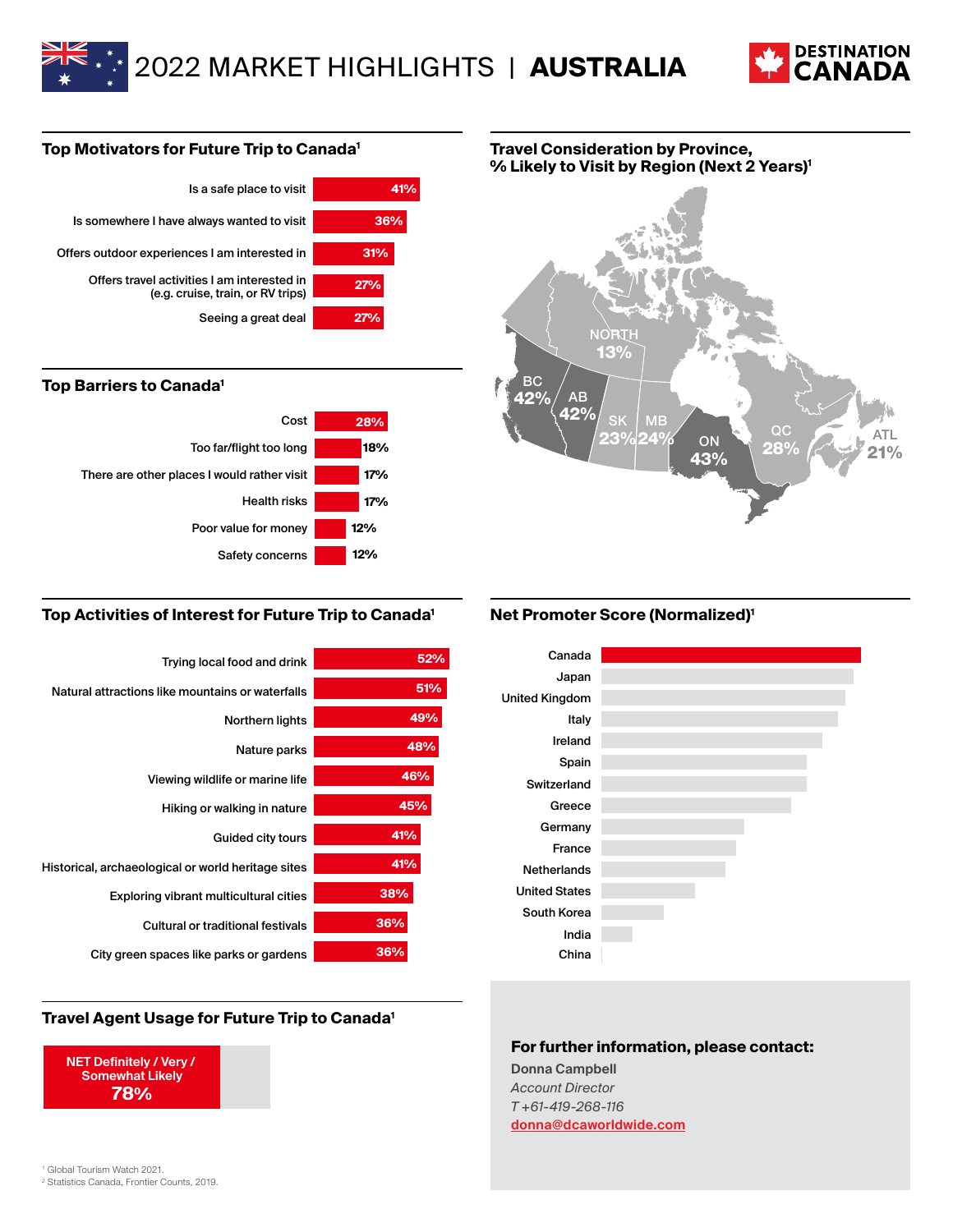# 2022 MARKET HIGHLIGHTS | AUSTRALIA

DESTINATION CANADA

## Top Motivators for Future Trip to Canada[1]

Is a safe place to visit 41%
Is somewhere I have always wanted to visit 36%
Offers outdoor experiences I am interested in 31%
Offers travel activities I am interested in (e.g. cruise, train, or RV trips) 27%
Seeing a great deal 27%

## Top Barriers to Canada[1]

Cost 28%
Too far/flight too long 18%
There are other places I would rather visit 17%
Health risks 17%
Poor value for money 12%
Safety concerns 12%

## Top Activities of Interest for Future Trip to Canada[1]

Trying local food and drink 52%
Natural attractions like mountains or waterfalls 51%
Northern lights 49%
Nature parks 48%
Viewing wildlife or marine life 46%
Hiking or walking in nature 45%
Guided city tours 41%
Historical, archaeological or world heritage sites 41%
Exploring vibrant multicultural cities 38%
Cultural or traditional festivals 36%
City green spaces like parks or gardens 36%

## Travel Agent Usage for Future Trip to Canada[1]

NET Definitely / Very / Somewhat Likely
78%

## Travel Consideration by Province, % Likely to Visit by Region (Next 2 Years)[1]

NORTH 13%
BC 42%
AB 42%
SK 23%
MB 24%
ON 43%
QC 28%
ATL 21%

## Net Promoter Score (Normalized)[1]

Canada
Japan
United Kingdom
Italy
Ireland
Spain
Switzerland
Greece
Germany
France
Netherlands
United States
South Korea
India
China

**For further information, please contact:**

**Donna Campbell**
*Account Director*
*T +61-419-268-116*
donna@dcaworldwide.com

[1] Global Tourism Watch 2021.
[2] Statistics Canada, Frontier Counts, 2019.